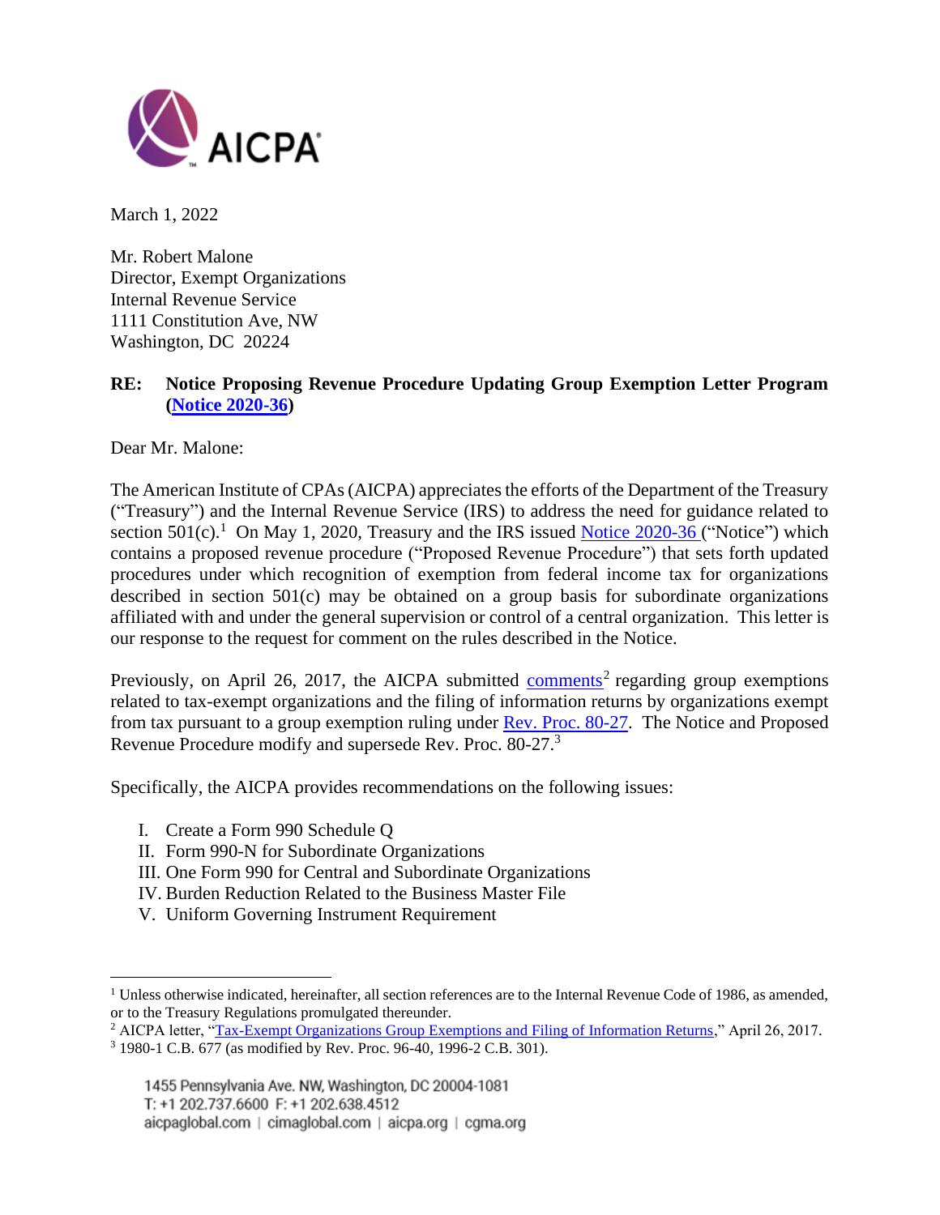March 1, 2022

Mr. Robert Malone
Director, Exempt Organizations
Internal Revenue Service
1111 Constitution Ave, NW
Washington, DC 20224

**RE: Notice Proposing Revenue Procedure Updating Group Exemption Letter Program (Notice 2020-36)**

Dear Mr. Malone:

The American Institute of CPAs (AICPA) appreciates the efforts of the Department of the Treasury ("Treasury") and the Internal Revenue Service (IRS) to address the need for guidance related to section 501(c).[1] On May 1, 2020, Treasury and the IRS issued Notice 2020-36 ("Notice") which contains a proposed revenue procedure ("Proposed Revenue Procedure") that sets forth updated procedures under which recognition of exemption from federal income tax for organizations described in section 501(c) may be obtained on a group basis for subordinate organizations affiliated with and under the general supervision or control of a central organization. This letter is our response to the request for comment on the rules described in the Notice.

Previously, on April 26, 2017, the AICPA submitted comments[2] regarding group exemptions related to tax-exempt organizations and the filing of information returns by organizations exempt from tax pursuant to a group exemption ruling under Rev. Proc. 80-27. The Notice and Proposed Revenue Procedure modify and supersede Rev. Proc. 80-27.[3]

Specifically, the AICPA provides recommendations on the following issues:

I. Create a Form 990 Schedule Q
II. Form 990-N for Subordinate Organizations
III. One Form 990 for Central and Subordinate Organizations
IV. Burden Reduction Related to the Business Master File
V. Uniform Governing Instrument Requirement

---

[1] Unless otherwise indicated, hereinafter, all section references are to the Internal Revenue Code of 1986, as amended, or to the Treasury Regulations promulgated thereunder.

[2] AICPA letter, "Tax-Exempt Organizations Group Exemptions and Filing of Information Returns," April 26, 2017.

[3] 1980-1 C.B. 677 (as modified by Rev. Proc. 96-40, 1996-2 C.B. 301).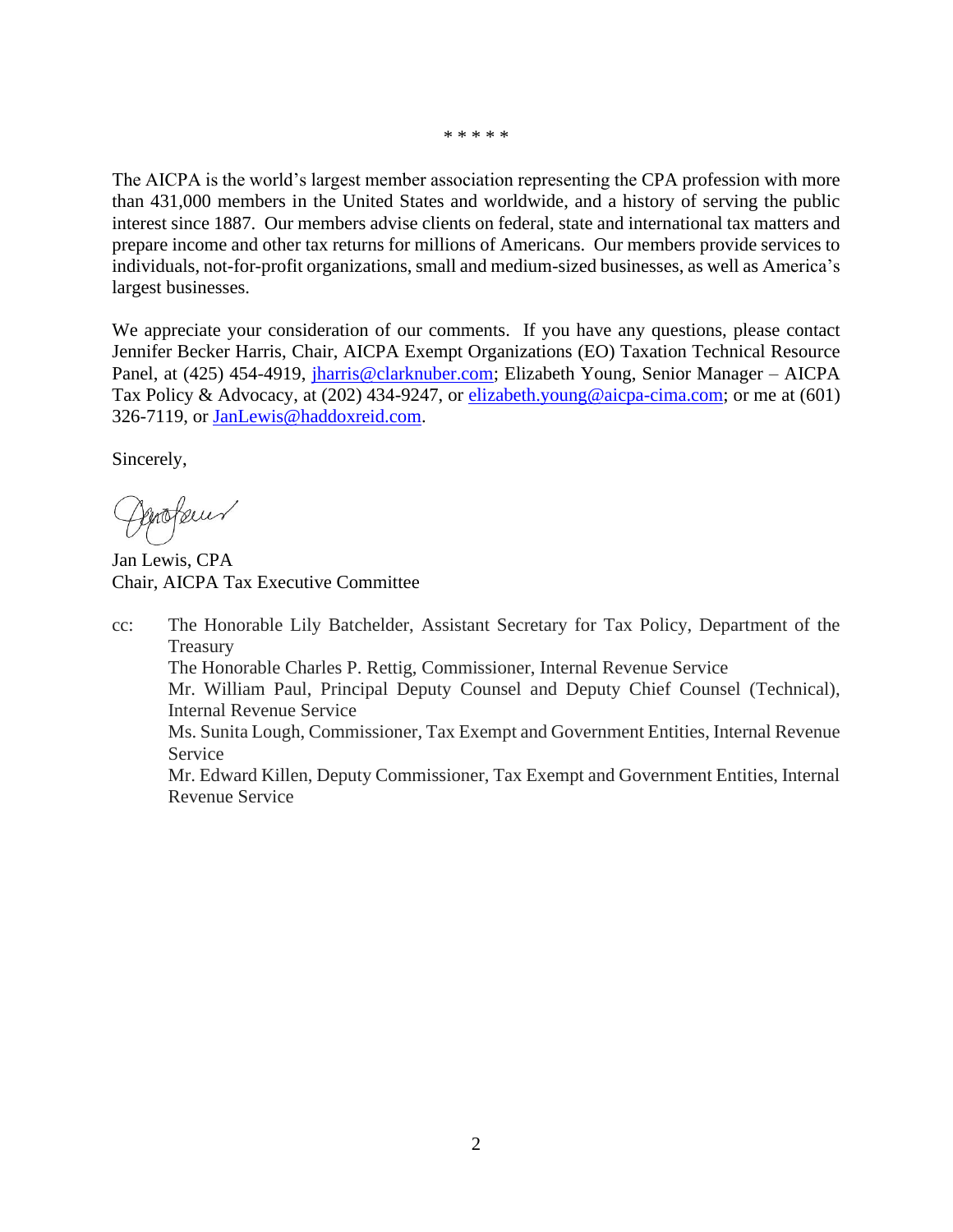* * * * *

The AICPA is the world's largest member association representing the CPA profession with more than 431,000 members in the United States and worldwide, and a history of serving the public interest since 1887. Our members advise clients on federal, state and international tax matters and prepare income and other tax returns for millions of Americans. Our members provide services to individuals, not-for-profit organizations, small and medium-sized businesses, as well as America's largest businesses.

We appreciate your consideration of our comments. If you have any questions, please contact Jennifer Becker Harris, Chair, AICPA Exempt Organizations (EO) Taxation Technical Resource Panel, at (425) 454-4919, jharris@clarknuber.com; Elizabeth Young, Senior Manager – AICPA Tax Policy & Advocacy, at (202) 434-9247, or elizabeth.young@aicpa-cima.com; or me at (601) 326-7119, or JanLewis@haddoxreid.com.

Sincerely,

Jan Lewis, CPA
Chair, AICPA Tax Executive Committee

cc: The Honorable Lily Batchelder, Assistant Secretary for Tax Policy, Department of the Treasury
The Honorable Charles P. Rettig, Commissioner, Internal Revenue Service
Mr. William Paul, Principal Deputy Counsel and Deputy Chief Counsel (Technical), Internal Revenue Service
Ms. Sunita Lough, Commissioner, Tax Exempt and Government Entities, Internal Revenue Service
Mr. Edward Killen, Deputy Commissioner, Tax Exempt and Government Entities, Internal Revenue Service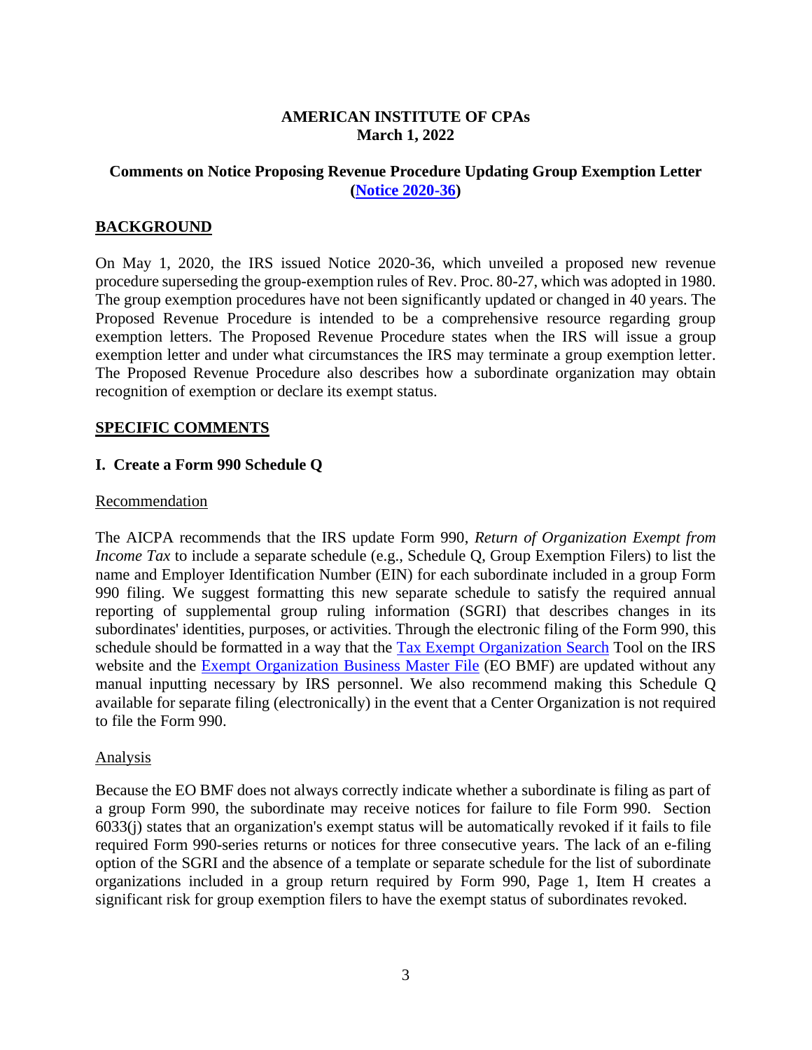**AMERICAN INSTITUTE OF CPAs**
**March 1, 2022**

**Comments on Notice Proposing Revenue Procedure Updating Group Exemption Letter (Notice 2020-36)**

## BACKGROUND

On May 1, 2020, the IRS issued Notice 2020-36, which unveiled a proposed new revenue procedure superseding the group-exemption rules of Rev. Proc. 80-27, which was adopted in 1980. The group exemption procedures have not been significantly updated or changed in 40 years. The Proposed Revenue Procedure is intended to be a comprehensive resource regarding group exemption letters. The Proposed Revenue Procedure states when the IRS will issue a group exemption letter and under what circumstances the IRS may terminate a group exemption letter. The Proposed Revenue Procedure also describes how a subordinate organization may obtain recognition of exemption or declare its exempt status.

## SPECIFIC COMMENTS

### I. Create a Form 990 Schedule Q

Recommendation

The AICPA recommends that the IRS update Form 990, *Return of Organization Exempt from Income Tax* to include a separate schedule (e.g., Schedule Q, Group Exemption Filers) to list the name and Employer Identification Number (EIN) for each subordinate included in a group Form 990 filing. We suggest formatting this new separate schedule to satisfy the required annual reporting of supplemental group ruling information (SGRI) that describes changes in its subordinates' identities, purposes, or activities. Through the electronic filing of the Form 990, this schedule should be formatted in a way that the Tax Exempt Organization Search Tool on the IRS website and the Exempt Organization Business Master File (EO BMF) are updated without any manual inputting necessary by IRS personnel. We also recommend making this Schedule Q available for separate filing (electronically) in the event that a Center Organization is not required to file the Form 990.

Analysis

Because the EO BMF does not always correctly indicate whether a subordinate is filing as part of a group Form 990, the subordinate may receive notices for failure to file Form 990. Section 6033(j) states that an organization's exempt status will be automatically revoked if it fails to file required Form 990-series returns or notices for three consecutive years. The lack of an e-filing option of the SGRI and the absence of a template or separate schedule for the list of subordinate organizations included in a group return required by Form 990, Page 1, Item H creates a significant risk for group exemption filers to have the exempt status of subordinates revoked.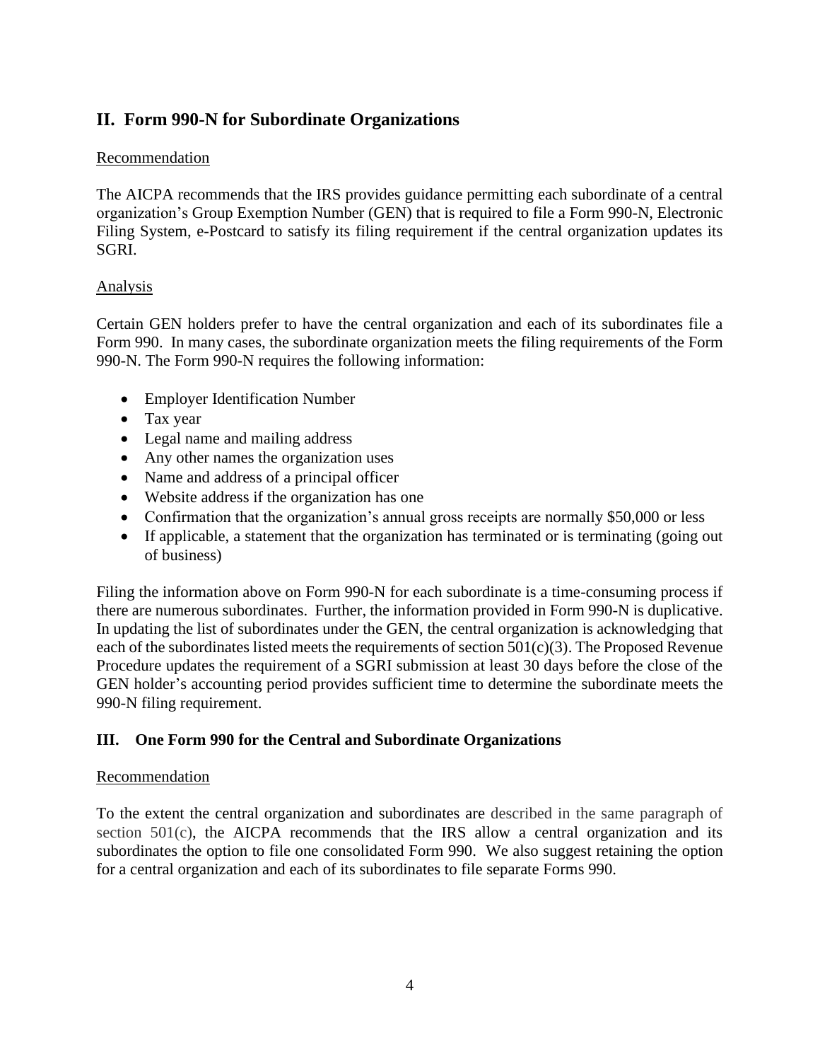## II. Form 990-N for Subordinate Organizations

Recommendation

The AICPA recommends that the IRS provides guidance permitting each subordinate of a central organization's Group Exemption Number (GEN) that is required to file a Form 990-N, Electronic Filing System, e-Postcard to satisfy its filing requirement if the central organization updates its SGRI.

Analysis

Certain GEN holders prefer to have the central organization and each of its subordinates file a Form 990. In many cases, the subordinate organization meets the filing requirements of the Form 990-N. The Form 990-N requires the following information:

- Employer Identification Number
- Tax year
- Legal name and mailing address
- Any other names the organization uses
- Name and address of a principal officer
- Website address if the organization has one
- Confirmation that the organization's annual gross receipts are normally $50,000 or less
- If applicable, a statement that the organization has terminated or is terminating (going out of business)

Filing the information above on Form 990-N for each subordinate is a time-consuming process if there are numerous subordinates. Further, the information provided in Form 990-N is duplicative. In updating the list of subordinates under the GEN, the central organization is acknowledging that each of the subordinates listed meets the requirements of section 501(c)(3). The Proposed Revenue Procedure updates the requirement of a SGRI submission at least 30 days before the close of the GEN holder's accounting period provides sufficient time to determine the subordinate meets the 990-N filing requirement.

## III. One Form 990 for the Central and Subordinate Organizations

Recommendation

To the extent the central organization and subordinates are described in the same paragraph of section 501(c), the AICPA recommends that the IRS allow a central organization and its subordinates the option to file one consolidated Form 990. We also suggest retaining the option for a central organization and each of its subordinates to file separate Forms 990.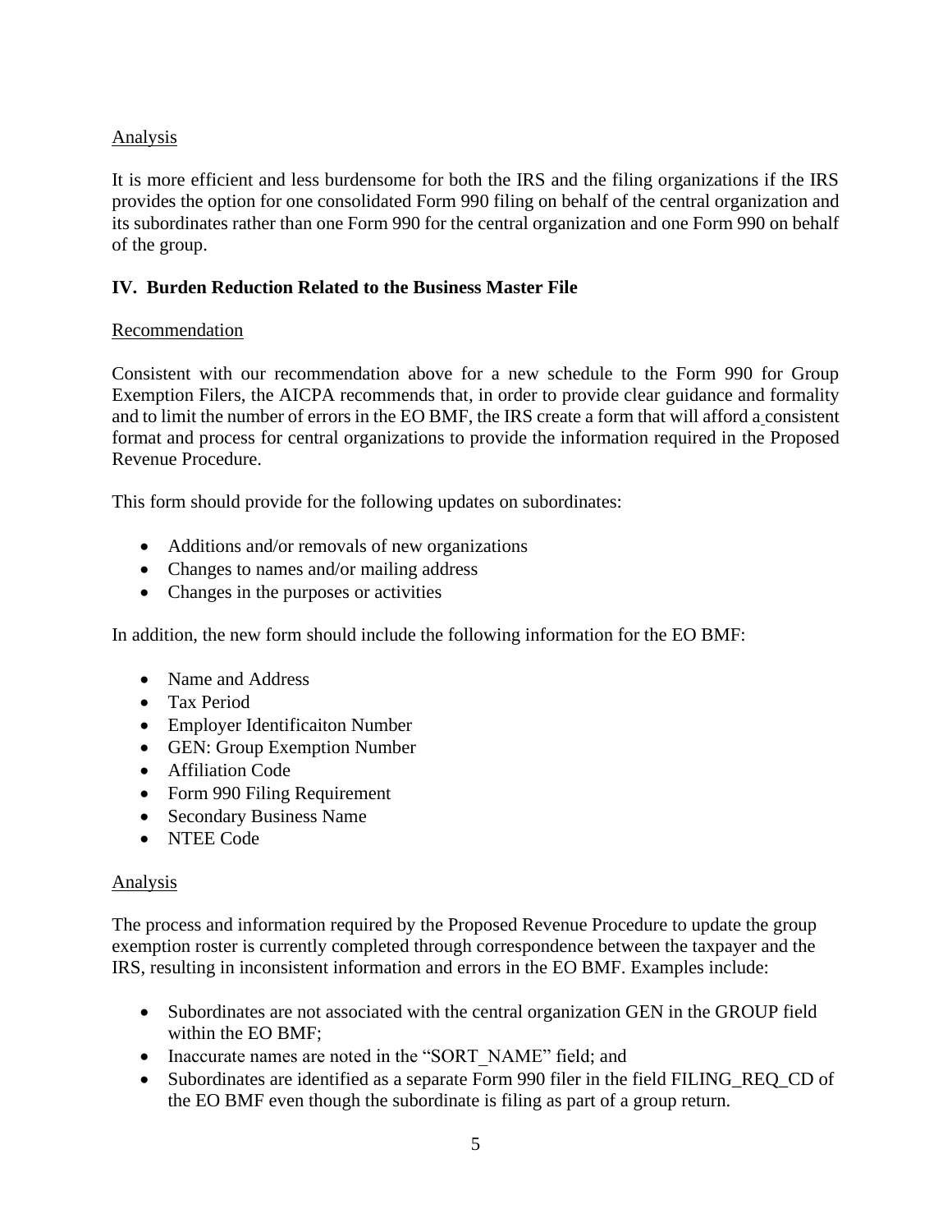Analysis

It is more efficient and less burdensome for both the IRS and the filing organizations if the IRS provides the option for one consolidated Form 990 filing on behalf of the central organization and its subordinates rather than one Form 990 for the central organization and one Form 990 on behalf of the group.

## IV. Burden Reduction Related to the Business Master File

Recommendation

Consistent with our recommendation above for a new schedule to the Form 990 for Group Exemption Filers, the AICPA recommends that, in order to provide clear guidance and formality and to limit the number of errors in the EO BMF, the IRS create a form that will afford a consistent format and process for central organizations to provide the information required in the Proposed Revenue Procedure.

This form should provide for the following updates on subordinates:

- Additions and/or removals of new organizations
- Changes to names and/or mailing address
- Changes in the purposes or activities

In addition, the new form should include the following information for the EO BMF:

- Name and Address
- Tax Period
- Employer Identificaiton Number
- GEN: Group Exemption Number
- Affiliation Code
- Form 990 Filing Requirement
- Secondary Business Name
- NTEE Code

Analysis

The process and information required by the Proposed Revenue Procedure to update the group exemption roster is currently completed through correspondence between the taxpayer and the IRS, resulting in inconsistent information and errors in the EO BMF. Examples include:

- Subordinates are not associated with the central organization GEN in the GROUP field within the EO BMF;
- Inaccurate names are noted in the "SORT_NAME" field; and
- Subordinates are identified as a separate Form 990 filer in the field FILING_REQ_CD of the EO BMF even though the subordinate is filing as part of a group return.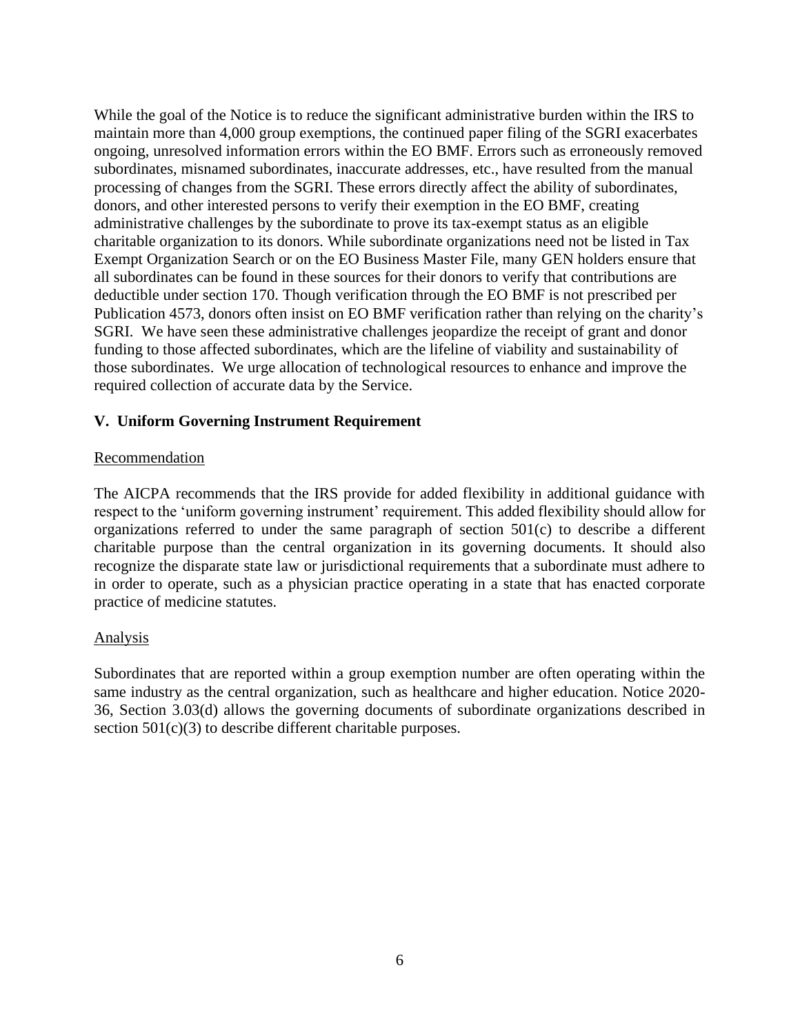While the goal of the Notice is to reduce the significant administrative burden within the IRS to maintain more than 4,000 group exemptions, the continued paper filing of the SGRI exacerbates ongoing, unresolved information errors within the EO BMF. Errors such as erroneously removed subordinates, misnamed subordinates, inaccurate addresses, etc., have resulted from the manual processing of changes from the SGRI. These errors directly affect the ability of subordinates, donors, and other interested persons to verify their exemption in the EO BMF, creating administrative challenges by the subordinate to prove its tax-exempt status as an eligible charitable organization to its donors. While subordinate organizations need not be listed in Tax Exempt Organization Search or on the EO Business Master File, many GEN holders ensure that all subordinates can be found in these sources for their donors to verify that contributions are deductible under section 170. Though verification through the EO BMF is not prescribed per Publication 4573, donors often insist on EO BMF verification rather than relying on the charity's SGRI. We have seen these administrative challenges jeopardize the receipt of grant and donor funding to those affected subordinates, which are the lifeline of viability and sustainability of those subordinates. We urge allocation of technological resources to enhance and improve the required collection of accurate data by the Service.

## V. Uniform Governing Instrument Requirement

Recommendation

The AICPA recommends that the IRS provide for added flexibility in additional guidance with respect to the 'uniform governing instrument' requirement. This added flexibility should allow for organizations referred to under the same paragraph of section 501(c) to describe a different charitable purpose than the central organization in its governing documents. It should also recognize the disparate state law or jurisdictional requirements that a subordinate must adhere to in order to operate, such as a physician practice operating in a state that has enacted corporate practice of medicine statutes.

Analysis

Subordinates that are reported within a group exemption number are often operating within the same industry as the central organization, such as healthcare and higher education. Notice 2020-36, Section 3.03(d) allows the governing documents of subordinate organizations described in section 501(c)(3) to describe different charitable purposes.